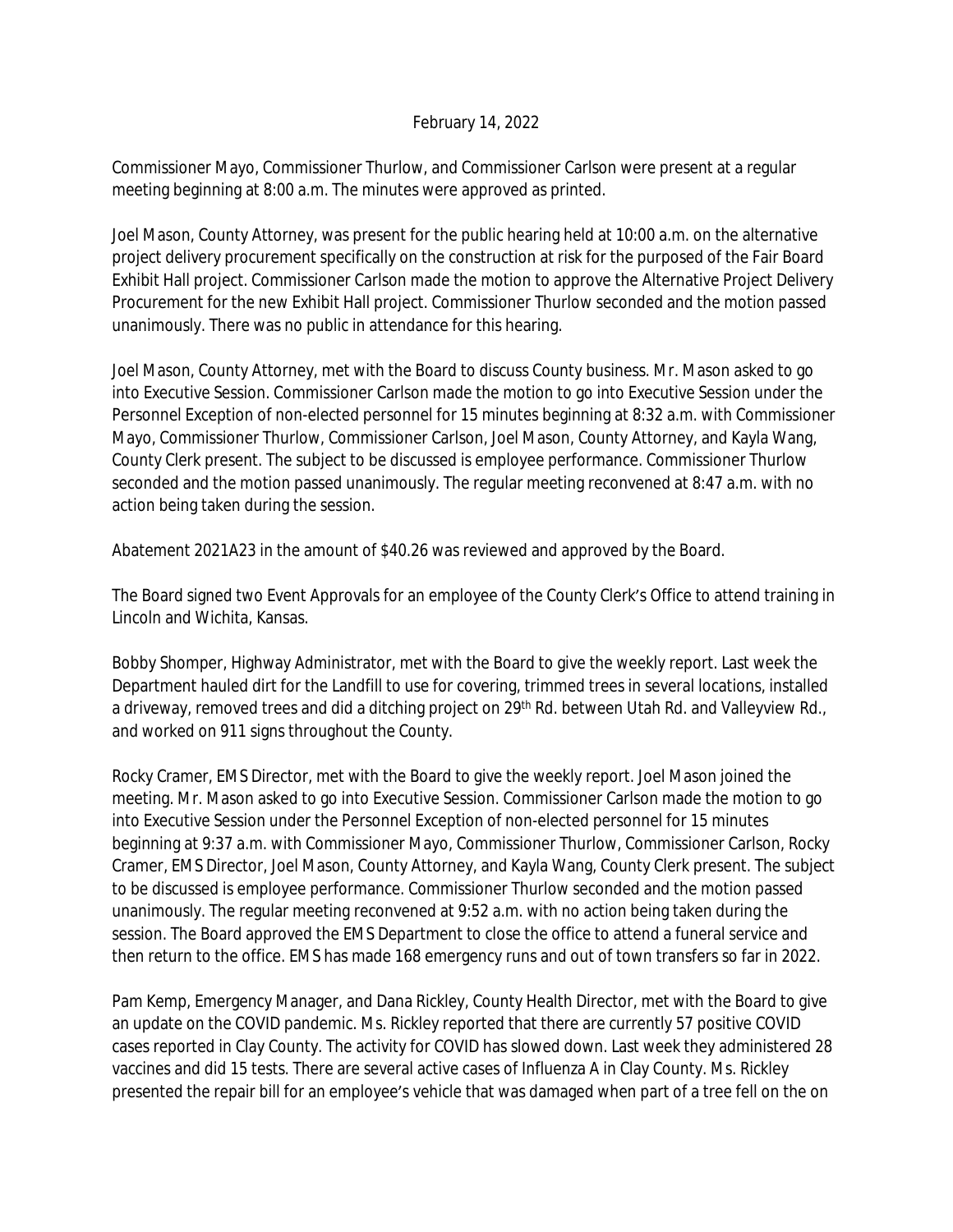February 14, 2022

Commissioner Mayo, Commissioner Thurlow, and Commissioner Carlson were present at a regular meeting beginning at 8:00 a.m. The minutes were approved as printed.

Joel Mason, County Attorney, was present for the public hearing held at 10:00 a.m. on the alternative project delivery procurement specifically on the construction at risk for the purposed of the Fair Board Exhibit Hall project. Commissioner Carlson made the motion to approve the Alternative Project Delivery Procurement for the new Exhibit Hall project. Commissioner Thurlow seconded and the motion passed unanimously. There was no public in attendance for this hearing.

Joel Mason, County Attorney, met with the Board to discuss County business. Mr. Mason asked to go into Executive Session. Commissioner Carlson made the motion to go into Executive Session under the Personnel Exception of non-elected personnel for 15 minutes beginning at 8:32 a.m. with Commissioner Mayo, Commissioner Thurlow, Commissioner Carlson, Joel Mason, County Attorney, and Kayla Wang, County Clerk present. The subject to be discussed is employee performance. Commissioner Thurlow seconded and the motion passed unanimously. The regular meeting reconvened at 8:47 a.m. with no action being taken during the session.

Abatement 2021A23 in the amount of $40.26 was reviewed and approved by the Board.

The Board signed two Event Approvals for an employee of the County Clerk's Office to attend training in Lincoln and Wichita, Kansas.

Bobby Shomper, Highway Administrator, met with the Board to give the weekly report. Last week the Department hauled dirt for the Landfill to use for covering, trimmed trees in several locations, installed a driveway, removed trees and did a ditching project on 29th Rd. between Utah Rd. and Valleyview Rd., and worked on 911 signs throughout the County.

Rocky Cramer, EMS Director, met with the Board to give the weekly report. Joel Mason joined the meeting. Mr. Mason asked to go into Executive Session. Commissioner Carlson made the motion to go into Executive Session under the Personnel Exception of non-elected personnel for 15 minutes beginning at 9:37 a.m. with Commissioner Mayo, Commissioner Thurlow, Commissioner Carlson, Rocky Cramer, EMS Director, Joel Mason, County Attorney, and Kayla Wang, County Clerk present. The subject to be discussed is employee performance. Commissioner Thurlow seconded and the motion passed unanimously. The regular meeting reconvened at 9:52 a.m. with no action being taken during the session. The Board approved the EMS Department to close the office to attend a funeral service and then return to the office. EMS has made 168 emergency runs and out of town transfers so far in 2022.

Pam Kemp, Emergency Manager, and Dana Rickley, County Health Director, met with the Board to give an update on the COVID pandemic. Ms. Rickley reported that there are currently 57 positive COVID cases reported in Clay County. The activity for COVID has slowed down. Last week they administered 28 vaccines and did 15 tests. There are several active cases of Influenza A in Clay County. Ms. Rickley presented the repair bill for an employee's vehicle that was damaged when part of a tree fell on the on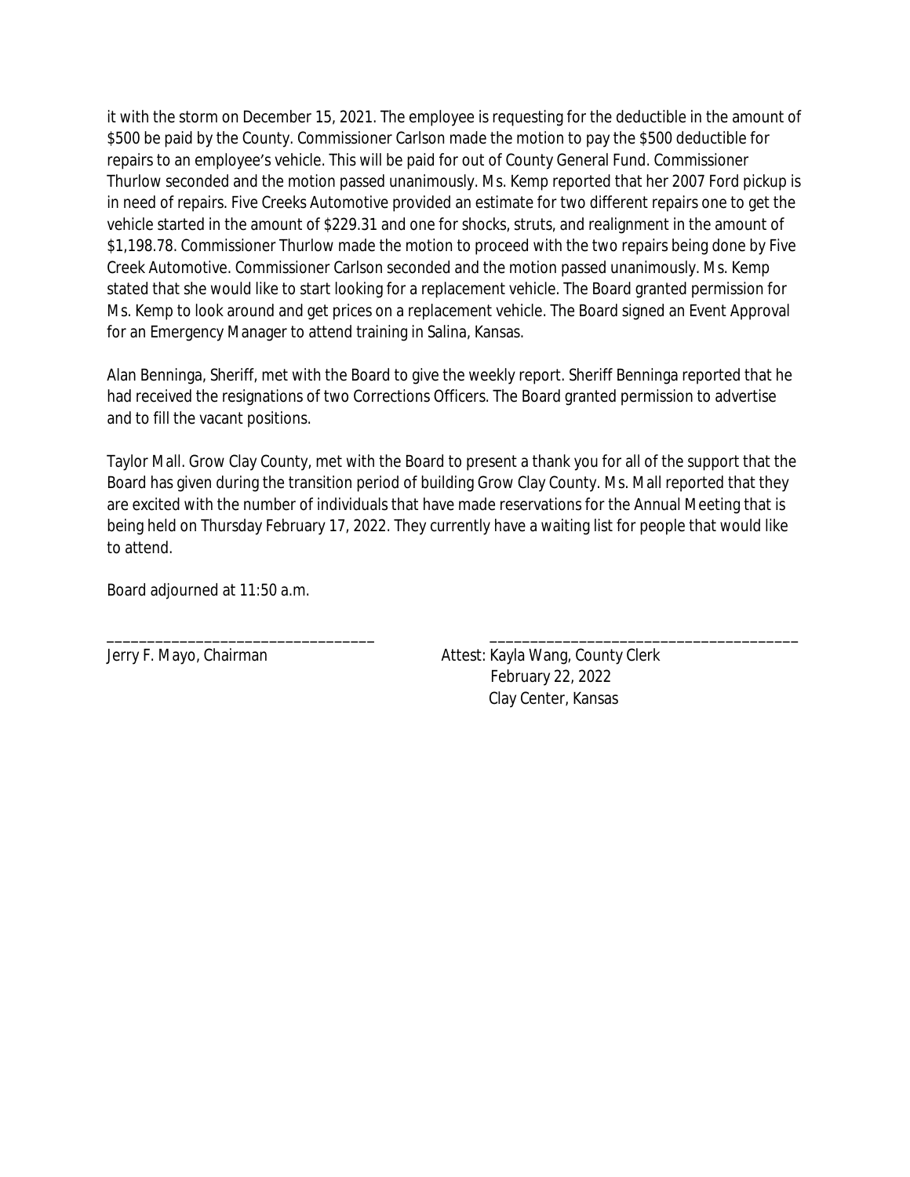it with the storm on December 15, 2021. The employee is requesting for the deductible in the amount of $500 be paid by the County. Commissioner Carlson made the motion to pay the $500 deductible for repairs to an employee's vehicle. This will be paid for out of County General Fund. Commissioner Thurlow seconded and the motion passed unanimously. Ms. Kemp reported that her 2007 Ford pickup is in need of repairs. Five Creeks Automotive provided an estimate for two different repairs one to get the vehicle started in the amount of $229.31 and one for shocks, struts, and realignment in the amount of $1,198.78. Commissioner Thurlow made the motion to proceed with the two repairs being done by Five Creek Automotive. Commissioner Carlson seconded and the motion passed unanimously. Ms. Kemp stated that she would like to start looking for a replacement vehicle. The Board granted permission for Ms. Kemp to look around and get prices on a replacement vehicle. The Board signed an Event Approval for an Emergency Manager to attend training in Salina, Kansas.

Alan Benninga, Sheriff, met with the Board to give the weekly report. Sheriff Benninga reported that he had received the resignations of two Corrections Officers. The Board granted permission to advertise and to fill the vacant positions.

Taylor Mall. Grow Clay County, met with the Board to present a thank you for all of the support that the Board has given during the transition period of building Grow Clay County. Ms. Mall reported that they are excited with the number of individuals that have made reservations for the Annual Meeting that is being held on Thursday February 17, 2022. They currently have a waiting list for people that would like to attend.

Board adjourned at 11:50 a.m.

_________________________________
Jerry F. Mayo, Chairman

_______________________________________
Attest: Kayla Wang, County Clerk
February 22, 2022
Clay Center, Kansas